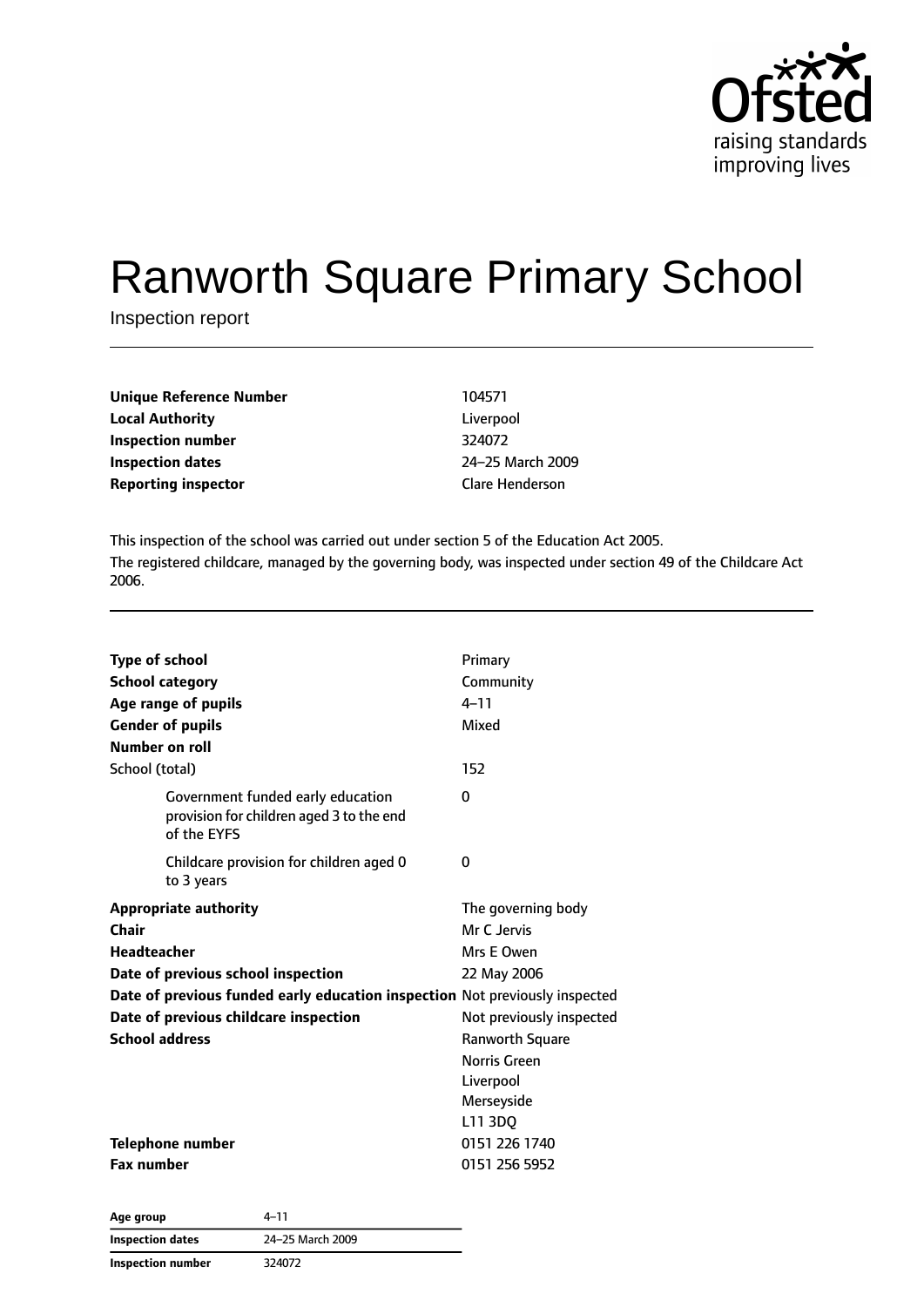# Ranworth Square Primary School

Inspection report

| | |
|---|---|
| **Unique Reference Number** | 104571 |
| **Local Authority** | Liverpool |
| **Inspection number** | 324072 |
| **Inspection dates** | 24–25 March 2009 |
| **Reporting inspector** | Clare Henderson |

This inspection of the school was carried out under section 5 of the Education Act 2005.

The registered childcare, managed by the governing body, was inspected under section 49 of the Childcare Act 2006.

| | |
|---|---|
| **Type of school** | Primary |
| **School category** | Community |
| **Age range of pupils** | 4–11 |
| **Gender of pupils** | Mixed |
| **Number on roll** | |
| School (total) | 152 |
| Government funded early education provision for children aged 3 to the end of the EYFS | 0 |
| Childcare provision for children aged 0 to 3 years | 0 |
| **Appropriate authority** | The governing body |
| **Chair** | Mr C Jervis |
| **Headteacher** | Mrs E Owen |
| **Date of previous school inspection** | 22 May 2006 |
| **Date of previous funded early education inspection** | Not previously inspected |
| **Date of previous childcare inspection** | Not previously inspected |
| **School address** | Ranworth Square<br>Norris Green<br>Liverpool<br>Merseyside<br>L11 3DQ |
| **Telephone number** | 0151 226 1740 |
| **Fax number** | 0151 256 5952 |

| | |
|---|---|
| **Age group** | 4–11 |
| **Inspection dates** | 24–25 March 2009 |
| **Inspection number** | 324072 |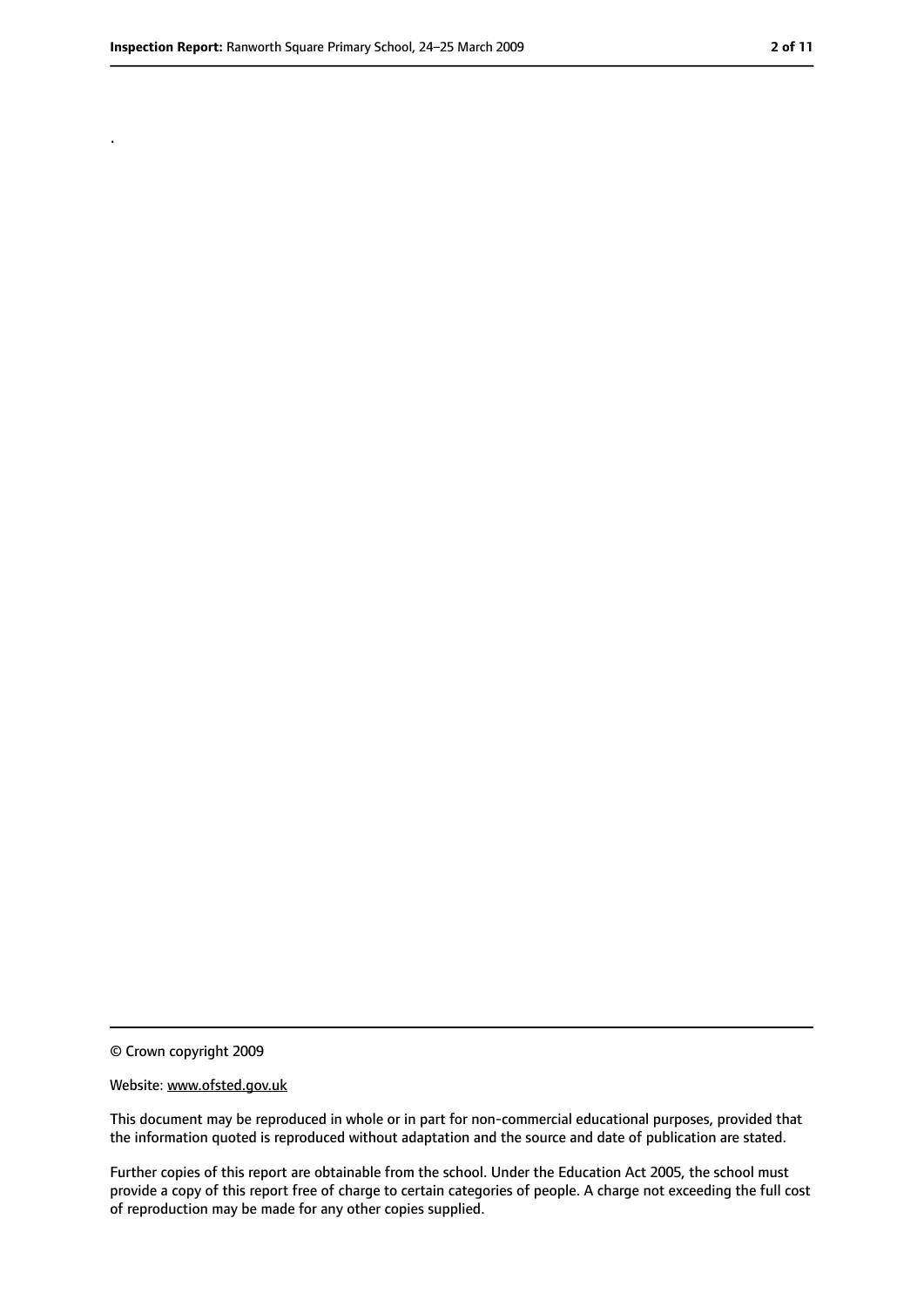.

© Crown copyright 2009

Website: www.ofsted.gov.uk

This document may be reproduced in whole or in part for non-commercial educational purposes, provided that the information quoted is reproduced without adaptation and the source and date of publication are stated.

Further copies of this report are obtainable from the school. Under the Education Act 2005, the school must provide a copy of this report free of charge to certain categories of people. A charge not exceeding the full cost of reproduction may be made for any other copies supplied.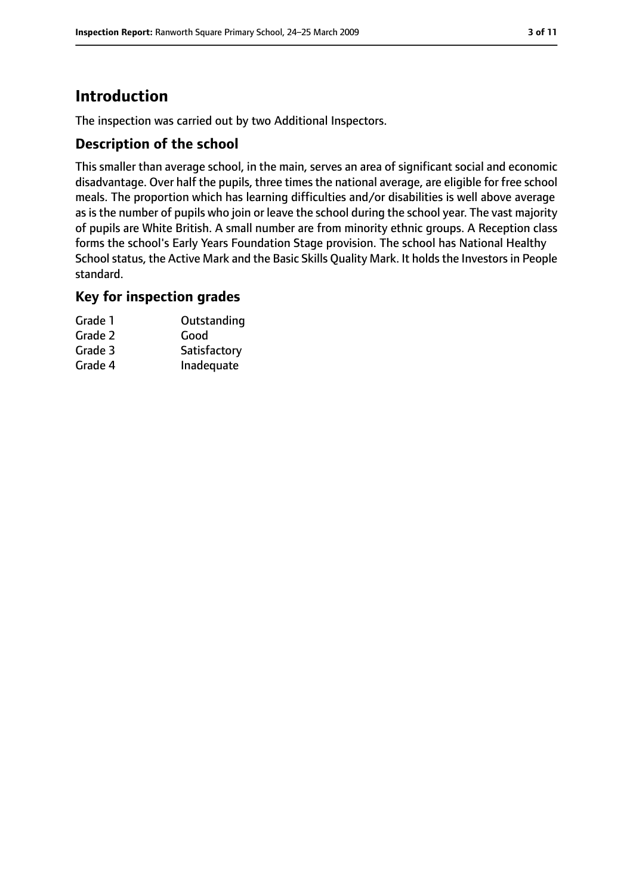# Introduction

The inspection was carried out by two Additional Inspectors.

## Description of the school

This smaller than average school, in the main, serves an area of significant social and economic disadvantage. Over half the pupils, three times the national average, are eligible for free school meals. The proportion which has learning difficulties and/or disabilities is well above average as is the number of pupils who join or leave the school during the school year. The vast majority of pupils are White British. A small number are from minority ethnic groups. A Reception class forms the school's Early Years Foundation Stage provision. The school has National Healthy School status, the Active Mark and the Basic Skills Quality Mark. It holds the Investors in People standard.

## Key for inspection grades

| | |
|---|---|
| Grade 1 | Outstanding |
| Grade 2 | Good |
| Grade 3 | Satisfactory |
| Grade 4 | Inadequate |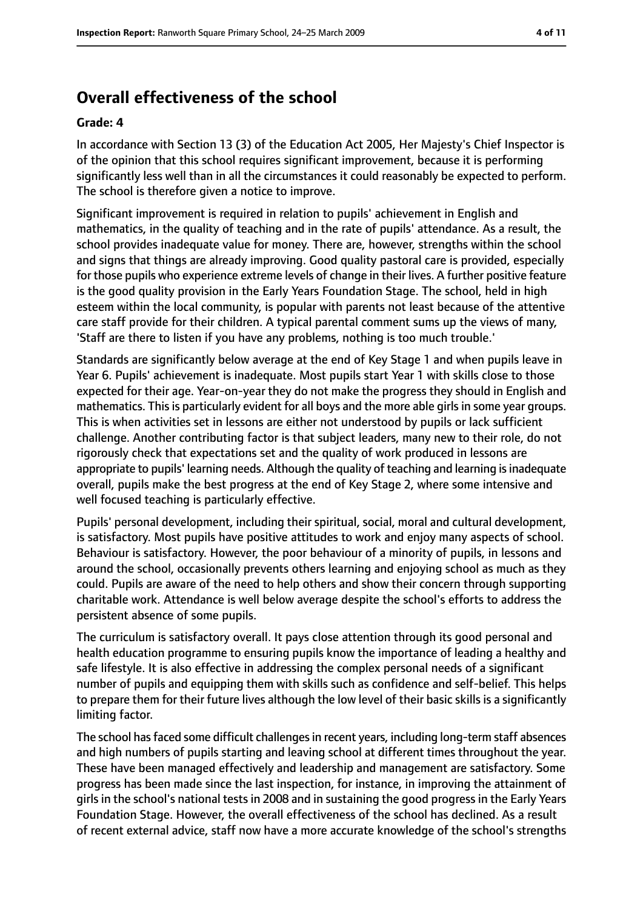# Overall effectiveness of the school

**Grade: 4**

In accordance with Section 13 (3) of the Education Act 2005, Her Majesty's Chief Inspector is of the opinion that this school requires significant improvement, because it is performing significantly less well than in all the circumstances it could reasonably be expected to perform. The school is therefore given a notice to improve.

Significant improvement is required in relation to pupils' achievement in English and mathematics, in the quality of teaching and in the rate of pupils' attendance. As a result, the school provides inadequate value for money. There are, however, strengths within the school and signs that things are already improving. Good quality pastoral care is provided, especially for those pupils who experience extreme levels of change in their lives. A further positive feature is the good quality provision in the Early Years Foundation Stage. The school, held in high esteem within the local community, is popular with parents not least because of the attentive care staff provide for their children. A typical parental comment sums up the views of many, 'Staff are there to listen if you have any problems, nothing is too much trouble.'

Standards are significantly below average at the end of Key Stage 1 and when pupils leave in Year 6. Pupils' achievement is inadequate. Most pupils start Year 1 with skills close to those expected for their age. Year-on-year they do not make the progress they should in English and mathematics. This is particularly evident for all boys and the more able girls in some year groups. This is when activities set in lessons are either not understood by pupils or lack sufficient challenge. Another contributing factor is that subject leaders, many new to their role, do not rigorously check that expectations set and the quality of work produced in lessons are appropriate to pupils' learning needs. Although the quality of teaching and learning is inadequate overall, pupils make the best progress at the end of Key Stage 2, where some intensive and well focused teaching is particularly effective.

Pupils' personal development, including their spiritual, social, moral and cultural development, is satisfactory. Most pupils have positive attitudes to work and enjoy many aspects of school. Behaviour is satisfactory. However, the poor behaviour of a minority of pupils, in lessons and around the school, occasionally prevents others learning and enjoying school as much as they could. Pupils are aware of the need to help others and show their concern through supporting charitable work. Attendance is well below average despite the school's efforts to address the persistent absence of some pupils.

The curriculum is satisfactory overall. It pays close attention through its good personal and health education programme to ensuring pupils know the importance of leading a healthy and safe lifestyle. It is also effective in addressing the complex personal needs of a significant number of pupils and equipping them with skills such as confidence and self-belief. This helps to prepare them for their future lives although the low level of their basic skills is a significantly limiting factor.

The school has faced some difficult challenges in recent years, including long-term staff absences and high numbers of pupils starting and leaving school at different times throughout the year. These have been managed effectively and leadership and management are satisfactory. Some progress has been made since the last inspection, for instance, in improving the attainment of girls in the school's national tests in 2008 and in sustaining the good progress in the Early Years Foundation Stage. However, the overall effectiveness of the school has declined. As a result of recent external advice, staff now have a more accurate knowledge of the school's strengths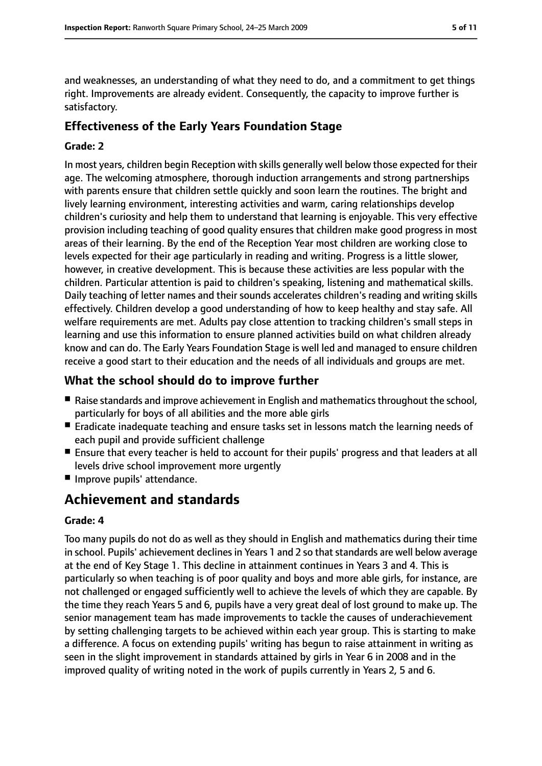and weaknesses, an understanding of what they need to do, and a commitment to get things right. Improvements are already evident. Consequently, the capacity to improve further is satisfactory.

### Effectiveness of the Early Years Foundation Stage

#### Grade: 2

In most years, children begin Reception with skills generally well below those expected for their age. The welcoming atmosphere, thorough induction arrangements and strong partnerships with parents ensure that children settle quickly and soon learn the routines. The bright and lively learning environment, interesting activities and warm, caring relationships develop children's curiosity and help them to understand that learning is enjoyable. This very effective provision including teaching of good quality ensures that children make good progress in most areas of their learning. By the end of the Reception Year most children are working close to levels expected for their age particularly in reading and writing. Progress is a little slower, however, in creative development. This is because these activities are less popular with the children. Particular attention is paid to children's speaking, listening and mathematical skills. Daily teaching of letter names and their sounds accelerates children's reading and writing skills effectively. Children develop a good understanding of how to keep healthy and stay safe. All welfare requirements are met. Adults pay close attention to tracking children's small steps in learning and use this information to ensure planned activities build on what children already know and can do. The Early Years Foundation Stage is well led and managed to ensure children receive a good start to their education and the needs of all individuals and groups are met.

### What the school should do to improve further

- Raise standards and improve achievement in English and mathematics throughout the school, particularly for boys of all abilities and the more able girls
- Eradicate inadequate teaching and ensure tasks set in lessons match the learning needs of each pupil and provide sufficient challenge
- Ensure that every teacher is held to account for their pupils' progress and that leaders at all levels drive school improvement more urgently
- Improve pupils' attendance.

## Achievement and standards

#### Grade: 4

Too many pupils do not do as well as they should in English and mathematics during their time in school. Pupils' achievement declines in Years 1 and 2 so that standards are well below average at the end of Key Stage 1. This decline in attainment continues in Years 3 and 4. This is particularly so when teaching is of poor quality and boys and more able girls, for instance, are not challenged or engaged sufficiently well to achieve the levels of which they are capable. By the time they reach Years 5 and 6, pupils have a very great deal of lost ground to make up. The senior management team has made improvements to tackle the causes of underachievement by setting challenging targets to be achieved within each year group. This is starting to make a difference. A focus on extending pupils' writing has begun to raise attainment in writing as seen in the slight improvement in standards attained by girls in Year 6 in 2008 and in the improved quality of writing noted in the work of pupils currently in Years 2, 5 and 6.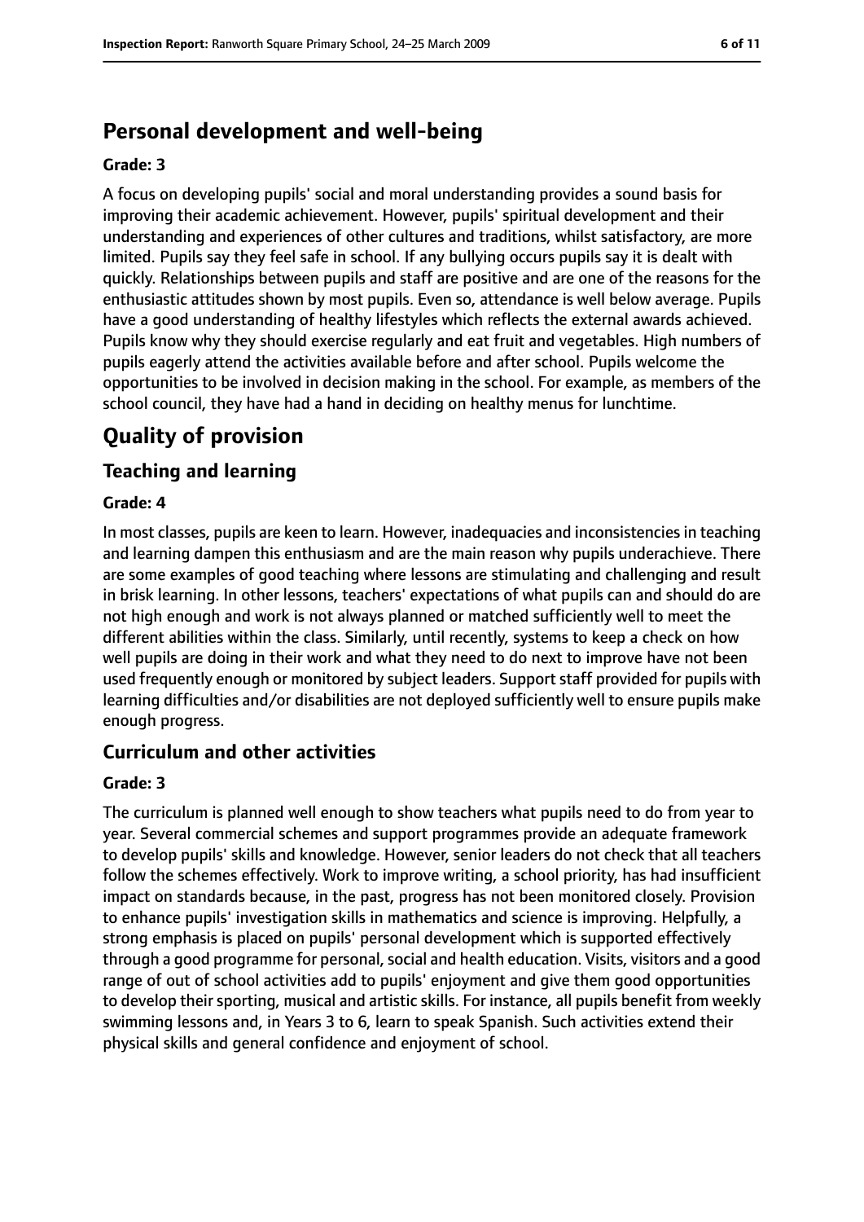## Personal development and well-being

**Grade: 3**

A focus on developing pupils' social and moral understanding provides a sound basis for improving their academic achievement. However, pupils' spiritual development and their understanding and experiences of other cultures and traditions, whilst satisfactory, are more limited. Pupils say they feel safe in school. If any bullying occurs pupils say it is dealt with quickly. Relationships between pupils and staff are positive and are one of the reasons for the enthusiastic attitudes shown by most pupils. Even so, attendance is well below average. Pupils have a good understanding of healthy lifestyles which reflects the external awards achieved. Pupils know why they should exercise regularly and eat fruit and vegetables. High numbers of pupils eagerly attend the activities available before and after school. Pupils welcome the opportunities to be involved in decision making in the school. For example, as members of the school council, they have had a hand in deciding on healthy menus for lunchtime.

# Quality of provision

## Teaching and learning

**Grade: 4**

In most classes, pupils are keen to learn. However, inadequacies and inconsistencies in teaching and learning dampen this enthusiasm and are the main reason why pupils underachieve. There are some examples of good teaching where lessons are stimulating and challenging and result in brisk learning. In other lessons, teachers' expectations of what pupils can and should do are not high enough and work is not always planned or matched sufficiently well to meet the different abilities within the class. Similarly, until recently, systems to keep a check on how well pupils are doing in their work and what they need to do next to improve have not been used frequently enough or monitored by subject leaders. Support staff provided for pupils with learning difficulties and/or disabilities are not deployed sufficiently well to ensure pupils make enough progress.

## Curriculum and other activities

**Grade: 3**

The curriculum is planned well enough to show teachers what pupils need to do from year to year. Several commercial schemes and support programmes provide an adequate framework to develop pupils' skills and knowledge. However, senior leaders do not check that all teachers follow the schemes effectively. Work to improve writing, a school priority, has had insufficient impact on standards because, in the past, progress has not been monitored closely. Provision to enhance pupils' investigation skills in mathematics and science is improving. Helpfully, a strong emphasis is placed on pupils' personal development which is supported effectively through a good programme for personal, social and health education. Visits, visitors and a good range of out of school activities add to pupils' enjoyment and give them good opportunities to develop their sporting, musical and artistic skills. For instance, all pupils benefit from weekly swimming lessons and, in Years 3 to 6, learn to speak Spanish. Such activities extend their physical skills and general confidence and enjoyment of school.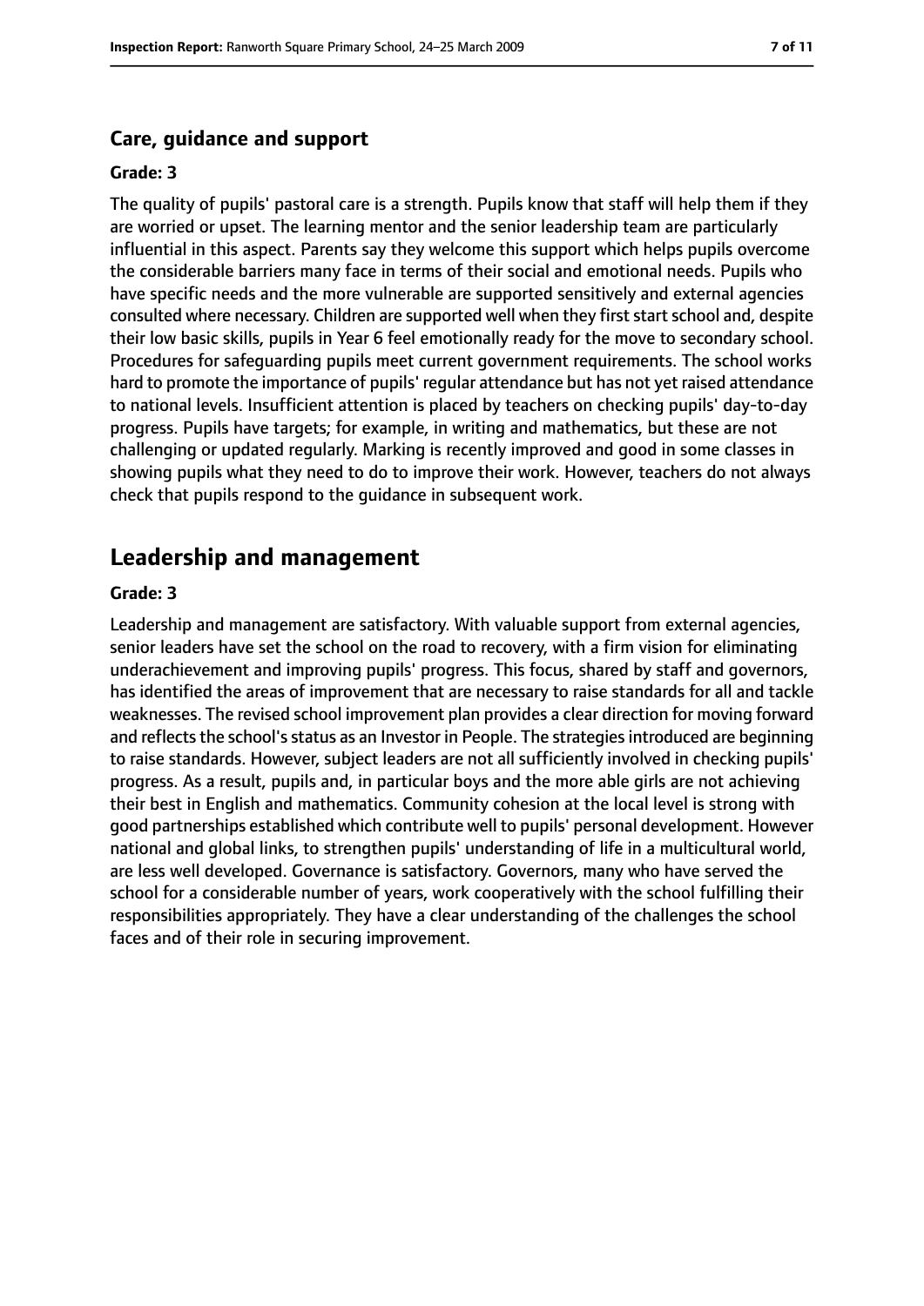### Care, guidance and support

#### Grade: 3

The quality of pupils' pastoral care is a strength. Pupils know that staff will help them if they are worried or upset. The learning mentor and the senior leadership team are particularly influential in this aspect. Parents say they welcome this support which helps pupils overcome the considerable barriers many face in terms of their social and emotional needs. Pupils who have specific needs and the more vulnerable are supported sensitively and external agencies consulted where necessary. Children are supported well when they first start school and, despite their low basic skills, pupils in Year 6 feel emotionally ready for the move to secondary school. Procedures for safeguarding pupils meet current government requirements. The school works hard to promote the importance of pupils' regular attendance but has not yet raised attendance to national levels. Insufficient attention is placed by teachers on checking pupils' day-to-day progress. Pupils have targets; for example, in writing and mathematics, but these are not challenging or updated regularly. Marking is recently improved and good in some classes in showing pupils what they need to do to improve their work. However, teachers do not always check that pupils respond to the guidance in subsequent work.

## Leadership and management

#### Grade: 3

Leadership and management are satisfactory. With valuable support from external agencies, senior leaders have set the school on the road to recovery, with a firm vision for eliminating underachievement and improving pupils' progress. This focus, shared by staff and governors, has identified the areas of improvement that are necessary to raise standards for all and tackle weaknesses. The revised school improvement plan provides a clear direction for moving forward and reflects the school's status as an Investor in People. The strategies introduced are beginning to raise standards. However, subject leaders are not all sufficiently involved in checking pupils' progress. As a result, pupils and, in particular boys and the more able girls are not achieving their best in English and mathematics. Community cohesion at the local level is strong with good partnerships established which contribute well to pupils' personal development. However national and global links, to strengthen pupils' understanding of life in a multicultural world, are less well developed. Governance is satisfactory. Governors, many who have served the school for a considerable number of years, work cooperatively with the school fulfilling their responsibilities appropriately. They have a clear understanding of the challenges the school faces and of their role in securing improvement.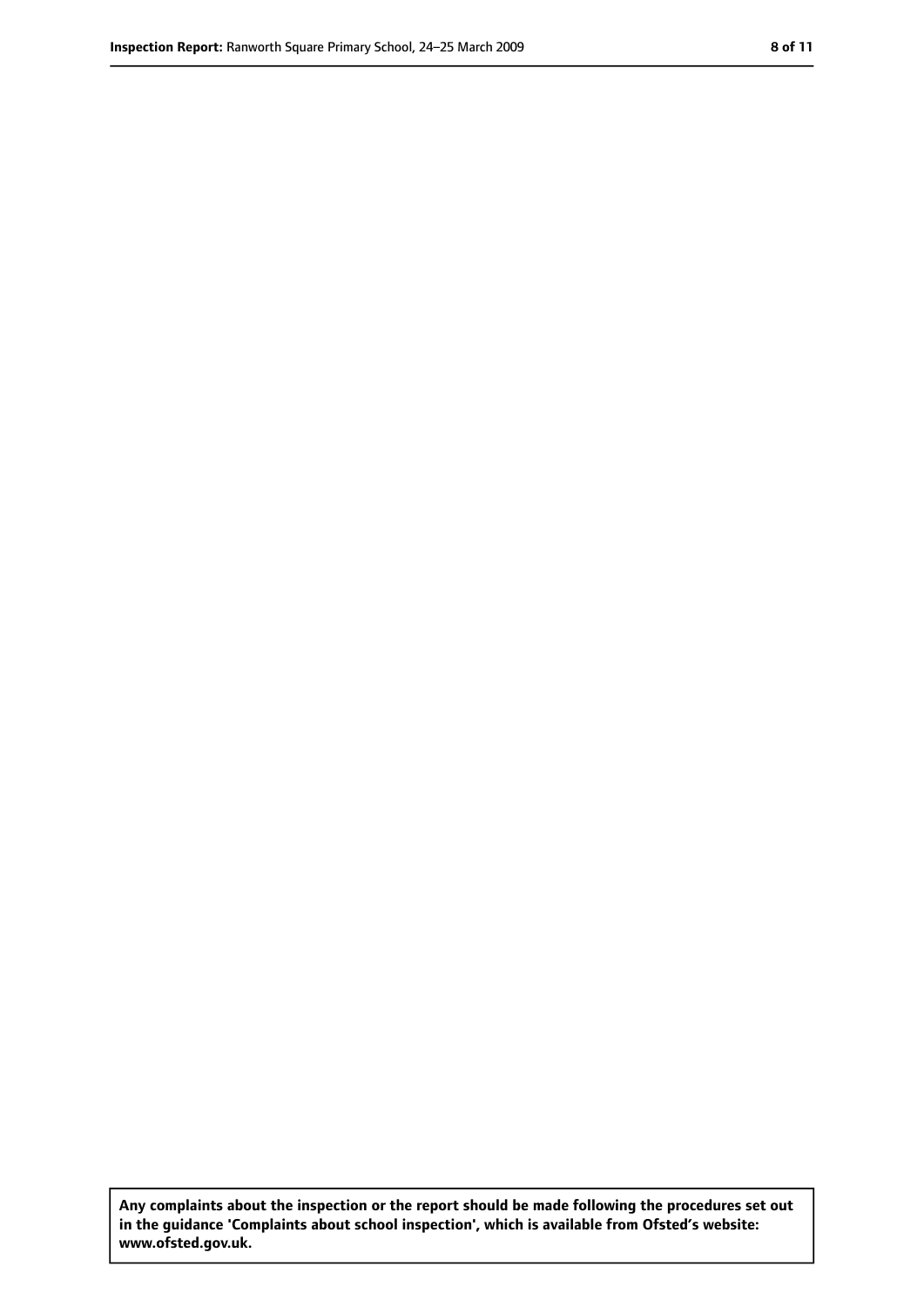**Any complaints about the inspection or the report should be made following the procedures set out in the guidance 'Complaints about school inspection', which is available from Ofsted's website: www.ofsted.gov.uk.**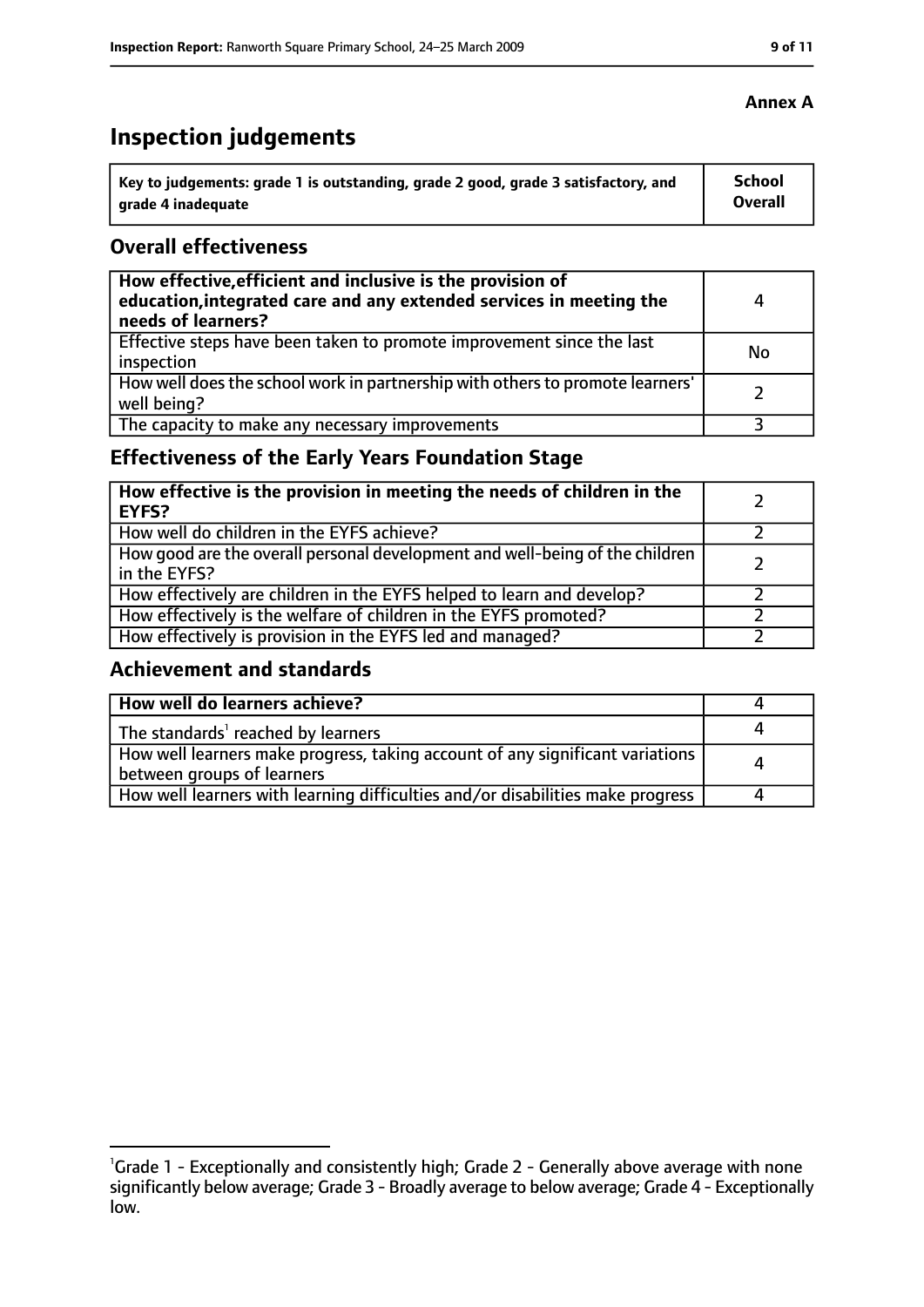**Annex A**

# Inspection judgements

| Key to judgements: grade 1 is outstanding, grade 2 good, grade 3 satisfactory, and grade 4 inadequate | School Overall |
|---|---|

## Overall effectiveness

| | |
|---|---|
| **How effective, efficient and inclusive is the provision of education, integrated care and any extended services in meeting the needs of learners?** | 4 |
| Effective steps have been taken to promote improvement since the last inspection | No |
| How well does the school work in partnership with others to promote learners' well being? | 2 |
| The capacity to make any necessary improvements | 3 |

## Effectiveness of the Early Years Foundation Stage

| | |
|---|---|
| **How effective is the provision in meeting the needs of children in the EYFS?** | 2 |
| How well do children in the EYFS achieve? | 2 |
| How good are the overall personal development and well-being of the children in the EYFS? | 2 |
| How effectively are children in the EYFS helped to learn and develop? | 2 |
| How effectively is the welfare of children in the EYFS promoted? | 2 |
| How effectively is provision in the EYFS led and managed? | 2 |

## Achievement and standards

| | |
|---|---|
| **How well do learners achieve?** | 4 |
| The standards[1] reached by learners | 4 |
| How well learners make progress, taking account of any significant variations between groups of learners | 4 |
| How well learners with learning difficulties and/or disabilities make progress | 4 |

[1] Grade 1 - Exceptionally and consistently high; Grade 2 - Generally above average with none significantly below average; Grade 3 - Broadly average to below average; Grade 4 - Exceptionally low.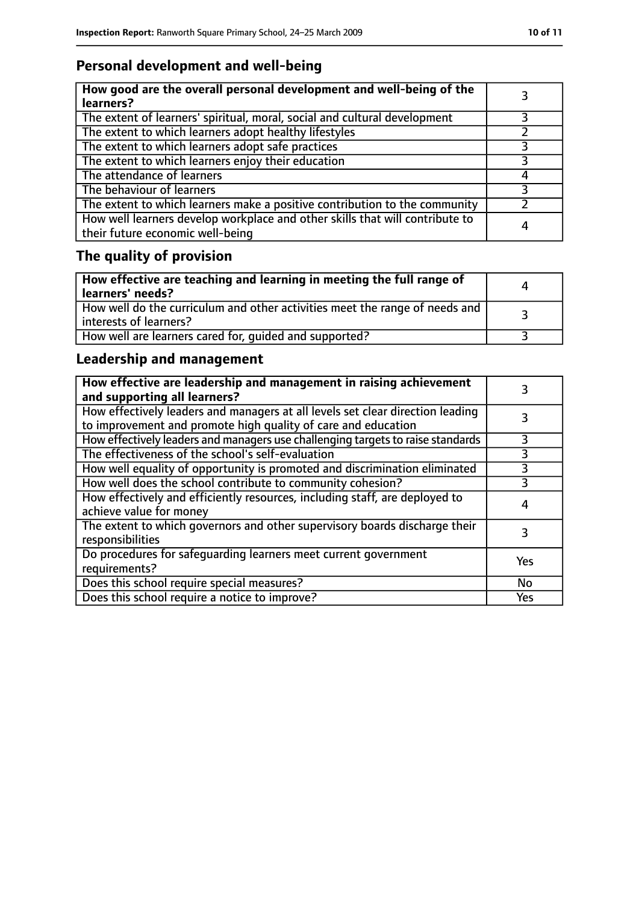## Personal development and well-being

| How good are the overall personal development and well-being of the learners? | 3 |
|---|---|
| The extent of learners' spiritual, moral, social and cultural development | 3 |
| The extent to which learners adopt healthy lifestyles | 2 |
| The extent to which learners adopt safe practices | 3 |
| The extent to which learners enjoy their education | 3 |
| The attendance of learners | 4 |
| The behaviour of learners | 3 |
| The extent to which learners make a positive contribution to the community | 2 |
| How well learners develop workplace and other skills that will contribute to their future economic well-being | 4 |

## The quality of provision

| How effective are teaching and learning in meeting the full range of learners' needs? | 4 |
|---|---|
| How well do the curriculum and other activities meet the range of needs and interests of learners? | 3 |
| How well are learners cared for, guided and supported? | 3 |

## Leadership and management

| How effective are leadership and management in raising achievement and supporting all learners? | 3 |
|---|---|
| How effectively leaders and managers at all levels set clear direction leading to improvement and promote high quality of care and education | 3 |
| How effectively leaders and managers use challenging targets to raise standards | 3 |
| The effectiveness of the school's self-evaluation | 3 |
| How well equality of opportunity is promoted and discrimination eliminated | 3 |
| How well does the school contribute to community cohesion? | 3 |
| How effectively and efficiently resources, including staff, are deployed to achieve value for money | 4 |
| The extent to which governors and other supervisory boards discharge their responsibilities | 3 |
| Do procedures for safeguarding learners meet current government requirements? | Yes |
| Does this school require special measures? | No |
| Does this school require a notice to improve? | Yes |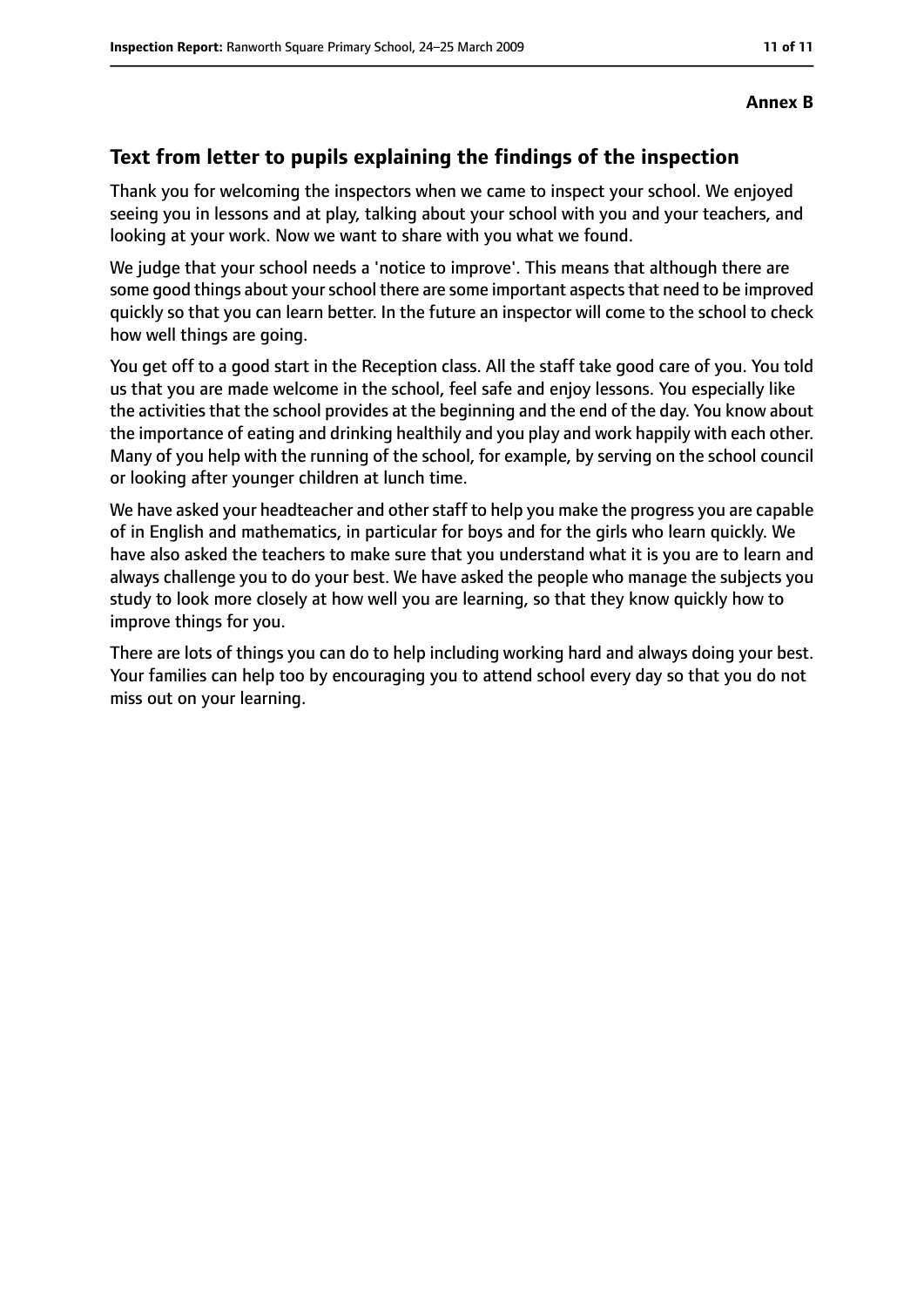**Annex B**

## Text from letter to pupils explaining the findings of the inspection

Thank you for welcoming the inspectors when we came to inspect your school. We enjoyed seeing you in lessons and at play, talking about your school with you and your teachers, and looking at your work. Now we want to share with you what we found.

We judge that your school needs a 'notice to improve'. This means that although there are some good things about your school there are some important aspects that need to be improved quickly so that you can learn better. In the future an inspector will come to the school to check how well things are going.

You get off to a good start in the Reception class. All the staff take good care of you. You told us that you are made welcome in the school, feel safe and enjoy lessons. You especially like the activities that the school provides at the beginning and the end of the day. You know about the importance of eating and drinking healthily and you play and work happily with each other. Many of you help with the running of the school, for example, by serving on the school council or looking after younger children at lunch time.

We have asked your headteacher and other staff to help you make the progress you are capable of in English and mathematics, in particular for boys and for the girls who learn quickly. We have also asked the teachers to make sure that you understand what it is you are to learn and always challenge you to do your best. We have asked the people who manage the subjects you study to look more closely at how well you are learning, so that they know quickly how to improve things for you.

There are lots of things you can do to help including working hard and always doing your best. Your families can help too by encouraging you to attend school every day so that you do not miss out on your learning.